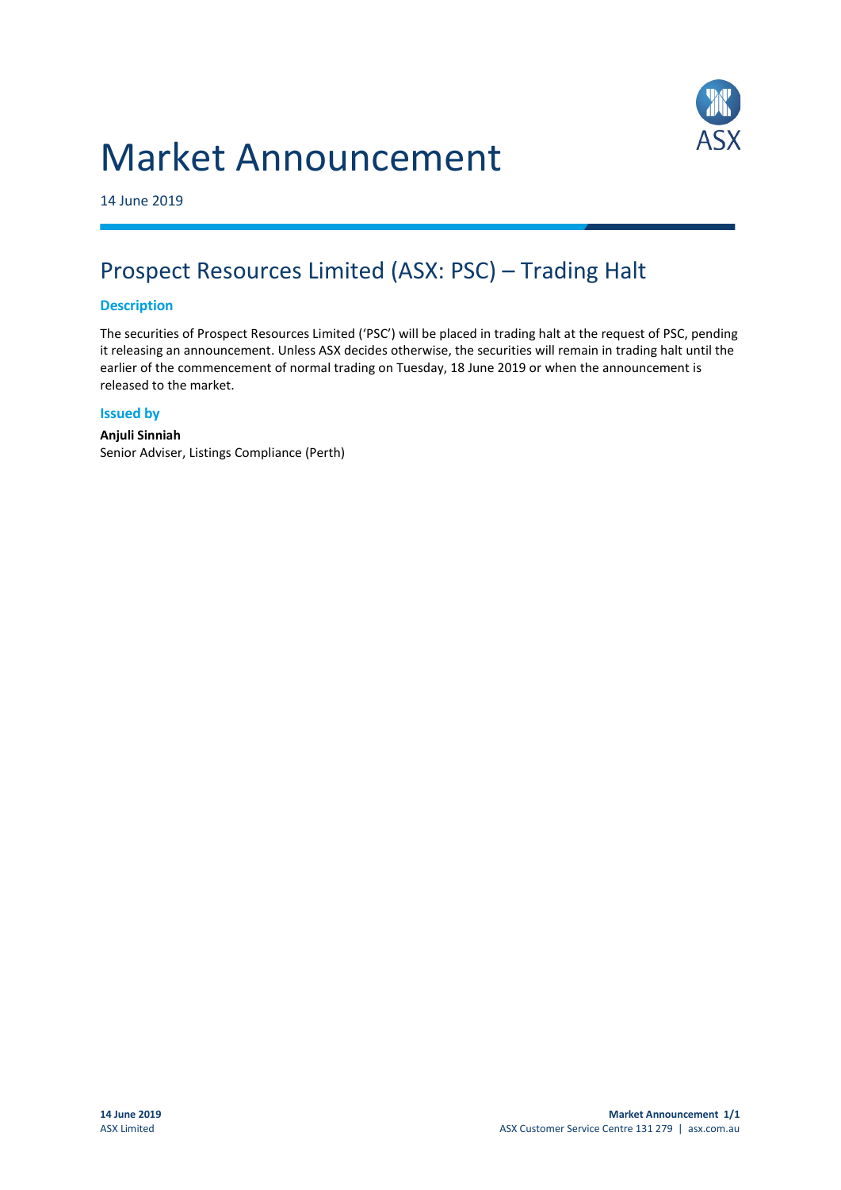# Market Announcement

14 June 2019

## Prospect Resources Limited (ASX: PSC) – Trading Halt

### Description

The securities of Prospect Resources Limited ('PSC') will be placed in trading halt at the request of PSC, pending it releasing an announcement. Unless ASX decides otherwise, the securities will remain in trading halt until the earlier of the commencement of normal trading on Tuesday, 18 June 2019 or when the announcement is released to the market.

### Issued by

**Anjuli Sinniah**
Senior Adviser, Listings Compliance (Perth)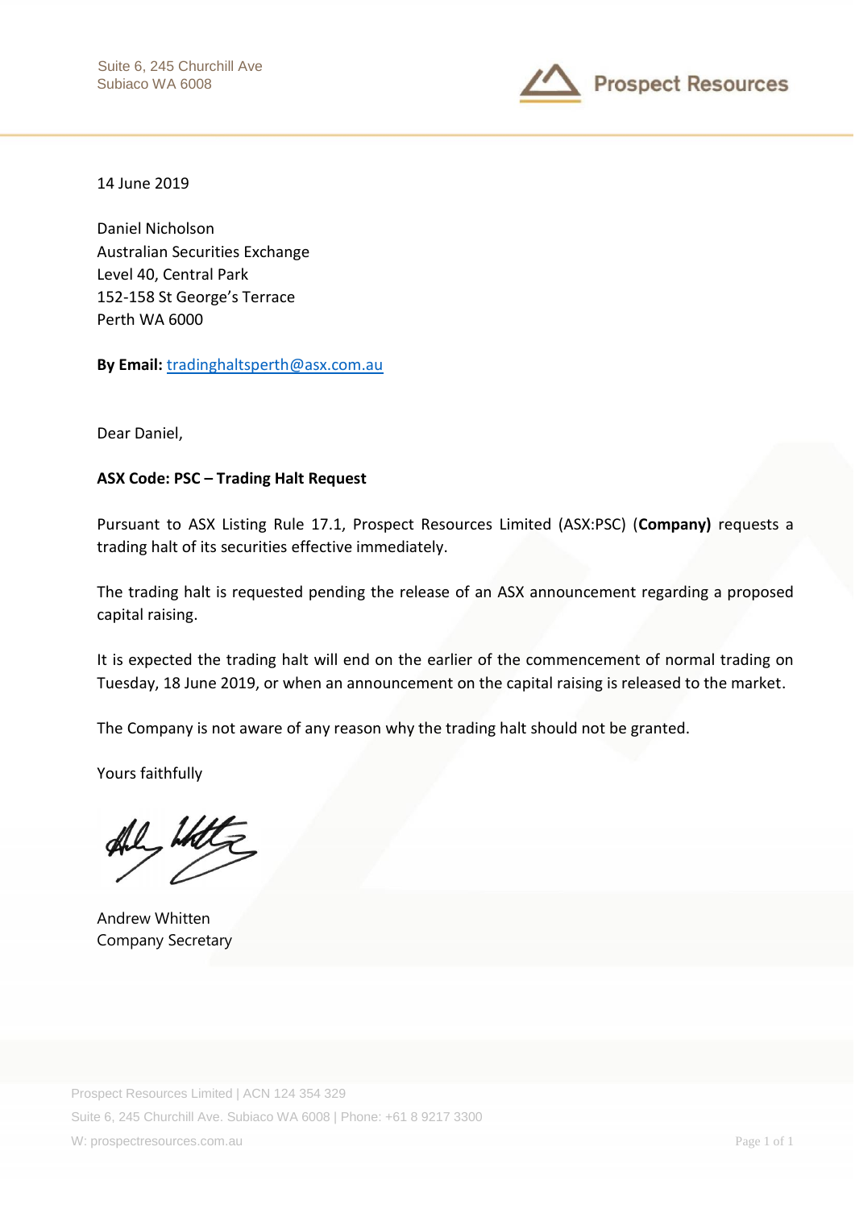Suite 6, 245 Churchill Ave
Subiaco WA 6008

Prospect Resources

14 June 2019

Daniel Nicholson
Australian Securities Exchange
Level 40, Central Park
152-158 St George's Terrace
Perth WA 6000

**By Email:** tradinghaltsperth@asx.com.au

Dear Daniel,

**ASX Code: PSC – Trading Halt Request**

Pursuant to ASX Listing Rule 17.1, Prospect Resources Limited (ASX:PSC) (**Company)** requests a trading halt of its securities effective immediately.

The trading halt is requested pending the release of an ASX announcement regarding a proposed capital raising.

It is expected the trading halt will end on the earlier of the commencement of normal trading on Tuesday, 18 June 2019, or when an announcement on the capital raising is released to the market.

The Company is not aware of any reason why the trading halt should not be granted.

Yours faithfully

Andrew Whitten
Company Secretary

Prospect Resources Limited | ACN 124 354 329
Suite 6, 245 Churchill Ave. Subiaco WA 6008 | Phone: +61 8 9217 3300
W: prospectresources.com.au